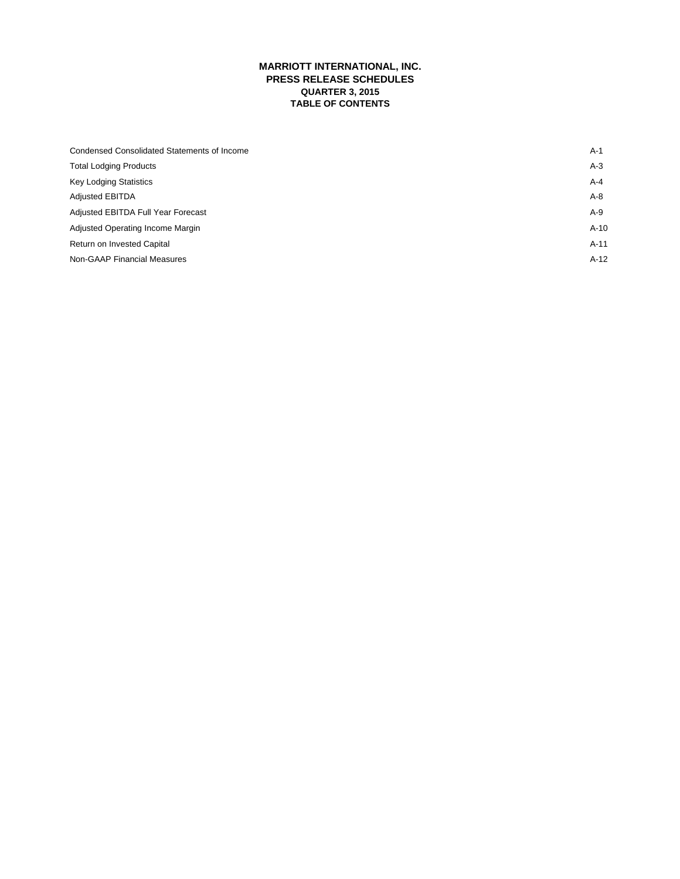# MARRIOTT INTERNATIONAL, INC.
## PRESS RELEASE SCHEDULES
### QUARTER 3, 2015
### TABLE OF CONTENTS

| | |
|---|---|
| Condensed Consolidated Statements of Income | A-1 |
| Total Lodging Products | A-3 |
| Key Lodging Statistics | A-4 |
| Adjusted EBITDA | A-8 |
| Adjusted EBITDA Full Year Forecast | A-9 |
| Adjusted Operating Income Margin | A-10 |
| Return on Invested Capital | A-11 |
| Non-GAAP Financial Measures | A-12 |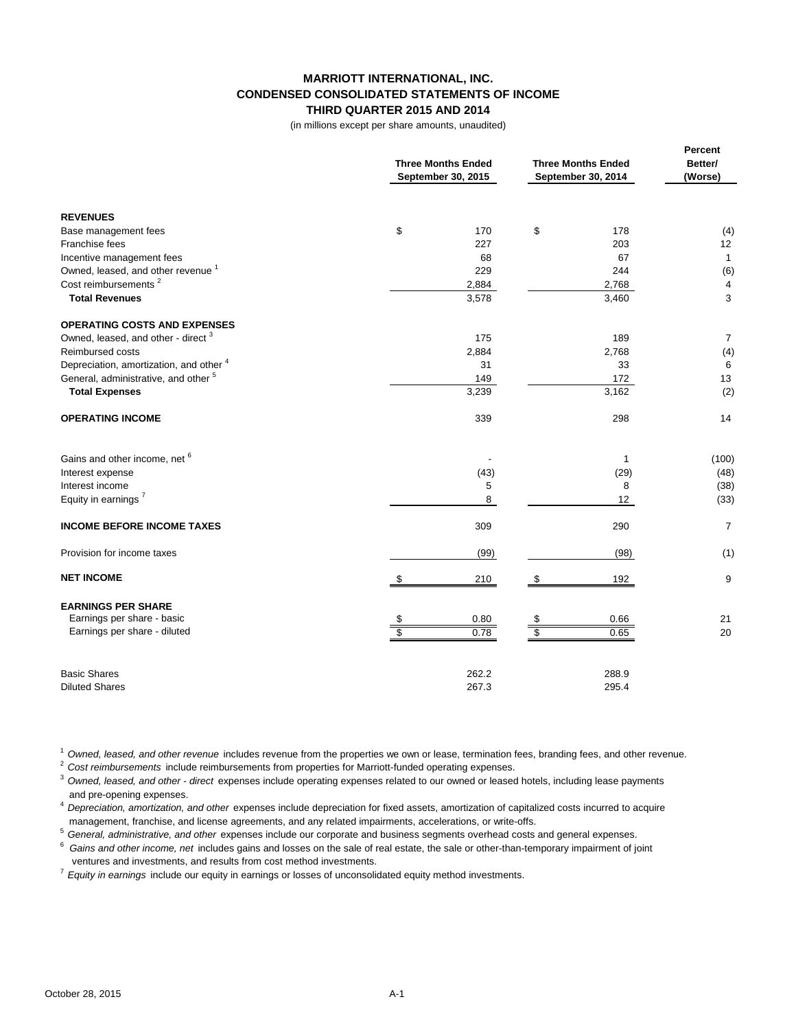# MARRIOTT INTERNATIONAL, INC.
## CONDENSED CONSOLIDATED STATEMENTS OF INCOME
### THIRD QUARTER 2015 AND 2014

(in millions except per share amounts, unaudited)

| | Three Months Ended September 30, 2015 | Three Months Ended September 30, 2014 | Percent Better/ (Worse) |
|---|---|---|---|
| **REVENUES** | | | |
| Base management fees | $ 170 | $ 178 | (4) |
| Franchise fees | 227 | 203 | 12 |
| Incentive management fees | 68 | 67 | 1 |
| Owned, leased, and other revenue [1] | 229 | 244 | (6) |
| Cost reimbursements [2] | 2,884 | 2,768 | 4 |
| **Total Revenues** | 3,578 | 3,460 | 3 |
| **OPERATING COSTS AND EXPENSES** | | | |
| Owned, leased, and other - direct [3] | 175 | 189 | 7 |
| Reimbursed costs | 2,884 | 2,768 | (4) |
| Depreciation, amortization, and other [4] | 31 | 33 | 6 |
| General, administrative, and other [5] | 149 | 172 | 13 |
| **Total Expenses** | 3,239 | 3,162 | (2) |
| **OPERATING INCOME** | 339 | 298 | 14 |
| Gains and other income, net [6] | - | 1 | (100) |
| Interest expense | (43) | (29) | (48) |
| Interest income | 5 | 8 | (38) |
| Equity in earnings [7] | 8 | 12 | (33) |
| **INCOME BEFORE INCOME TAXES** | 309 | 290 | 7 |
| Provision for income taxes | (99) | (98) | (1) |
| **NET INCOME** | $ 210 | $ 192 | 9 |
| **EARNINGS PER SHARE** | | | |
| Earnings per share - basic | $ 0.80 | $ 0.66 | 21 |
| Earnings per share - diluted | $ 0.78 | $ 0.65 | 20 |
| Basic Shares | 262.2 | 288.9 | |
| Diluted Shares | 267.3 | 295.4 | |

[1] *Owned, leased, and other revenue* includes revenue from the properties we own or lease, termination fees, branding fees, and other revenue.

[2] *Cost reimbursements* include reimbursements from properties for Marriott-funded operating expenses.

[3] *Owned, leased, and other - direct* expenses include operating expenses related to our owned or leased hotels, including lease payments and pre-opening expenses.

[4] *Depreciation, amortization, and other* expenses include depreciation for fixed assets, amortization of capitalized costs incurred to acquire management, franchise, and license agreements, and any related impairments, accelerations, or write-offs.

[5] *General, administrative, and other* expenses include our corporate and business segments overhead costs and general expenses.

[6] *Gains and other income, net* includes gains and losses on the sale of real estate, the sale or other-than-temporary impairment of joint ventures and investments, and results from cost method investments.

[7] *Equity in earnings* include our equity in earnings or losses of unconsolidated equity method investments.

October 28, 2015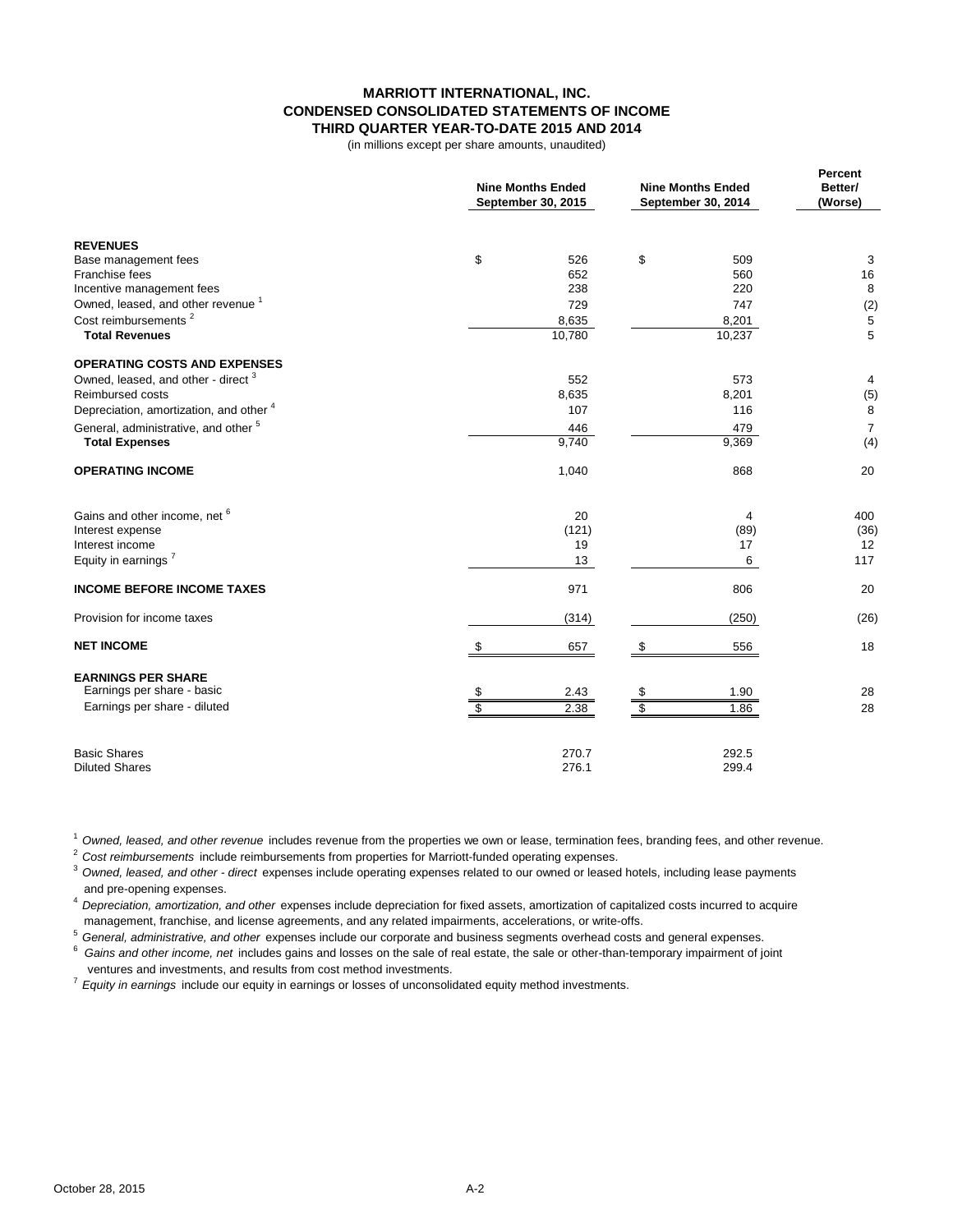# MARRIOTT INTERNATIONAL, INC.
## CONDENSED CONSOLIDATED STATEMENTS OF INCOME
### THIRD QUARTER YEAR-TO-DATE 2015 AND 2014

(in millions except per share amounts, unaudited)

| | Nine Months Ended September 30, 2015 | Nine Months Ended September 30, 2014 | Percent Better/ (Worse) |
|---|---|---|---|
| **REVENUES** | | | |
| Base management fees | $ 526 | $ 509 | 3 |
| Franchise fees | 652 | 560 | 16 |
| Incentive management fees | 238 | 220 | 8 |
| Owned, leased, and other revenue [1] | 729 | 747 | (2) |
| Cost reimbursements [2] | 8,635 | 8,201 | 5 |
| **Total Revenues** | 10,780 | 10,237 | 5 |
| **OPERATING COSTS AND EXPENSES** | | | |
| Owned, leased, and other - direct [3] | 552 | 573 | 4 |
| Reimbursed costs | 8,635 | 8,201 | (5) |
| Depreciation, amortization, and other [4] | 107 | 116 | 8 |
| General, administrative, and other [5] | 446 | 479 | 7 |
| **Total Expenses** | 9,740 | 9,369 | (4) |
| **OPERATING INCOME** | 1,040 | 868 | 20 |
| Gains and other income, net [6] | 20 | 4 | 400 |
| Interest expense | (121) | (89) | (36) |
| Interest income | 19 | 17 | 12 |
| Equity in earnings [7] | 13 | 6 | 117 |
| **INCOME BEFORE INCOME TAXES** | 971 | 806 | 20 |
| Provision for income taxes | (314) | (250) | (26) |
| **NET INCOME** | $ 657 | $ 556 | 18 |
| **EARNINGS PER SHARE** | | | |
| Earnings per share - basic | $ 2.43 | $ 1.90 | 28 |
| Earnings per share - diluted | $ 2.38 | $ 1.86 | 28 |
| Basic Shares | 270.7 | 292.5 | |
| Diluted Shares | 276.1 | 299.4 | |

[1] *Owned, leased, and other revenue* includes revenue from the properties we own or lease, termination fees, branding fees, and other revenue.

[2] *Cost reimbursements* include reimbursements from properties for Marriott-funded operating expenses.

[3] *Owned, leased, and other - direct* expenses include operating expenses related to our owned or leased hotels, including lease payments and pre-opening expenses.

[4] *Depreciation, amortization, and other* expenses include depreciation for fixed assets, amortization of capitalized costs incurred to acquire management, franchise, and license agreements, and any related impairments, accelerations, or write-offs.

[5] *General, administrative, and other* expenses include our corporate and business segments overhead costs and general expenses.

[6] *Gains and other income, net* includes gains and losses on the sale of real estate, the sale or other-than-temporary impairment of joint ventures and investments, and results from cost method investments.

[7] *Equity in earnings* include our equity in earnings or losses of unconsolidated equity method investments.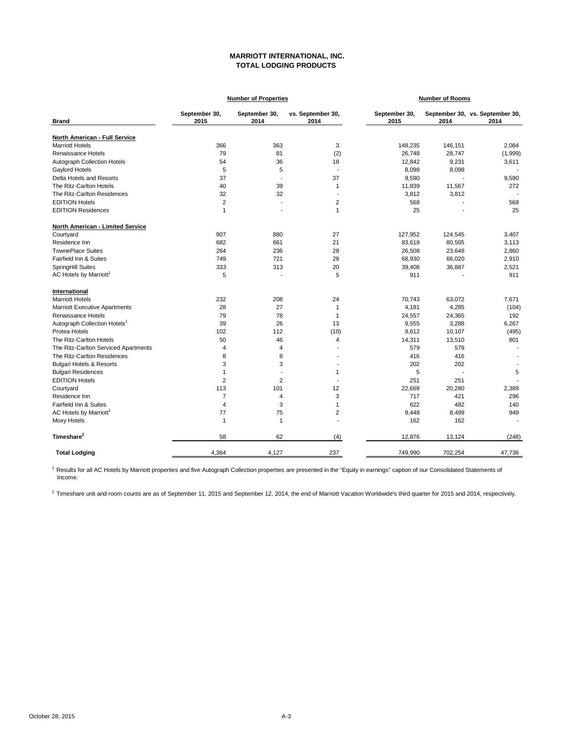**MARRIOTT INTERNATIONAL, INC.**
**TOTAL LODGING PRODUCTS**

| Brand | Number of Properties | | | Number of Rooms | | |
|---|---|---|---|---|---|---|
| | September 30, 2015 | September 30, 2014 | vs. September 30, 2014 | September 30, 2015 | September 30, 2014 | vs. September 30, 2014 |
| **North American - Full Service** | | | | | | |
| Marriott Hotels | 366 | 363 | 3 | 148,235 | 146,151 | 2,084 |
| Renaissance Hotels | 79 | 81 | (2) | 26,748 | 28,747 | (1,999) |
| Autograph Collection Hotels | 54 | 36 | 18 | 12,842 | 9,231 | 3,611 |
| Gaylord Hotels | 5 | 5 | - | 8,098 | 8,098 | - |
| Delta Hotels and Resorts | 37 | - | 37 | 9,590 | - | 9,590 |
| The Ritz-Carlton Hotels | 40 | 39 | 1 | 11,839 | 11,567 | 272 |
| The Ritz-Carlton Residences | 32 | 32 | - | 3,812 | 3,812 | - |
| EDITION Hotels | 2 | - | 2 | 568 | - | 568 |
| EDITION Residences | 1 | - | 1 | 25 | - | 25 |
| **North American - Limited Service** | | | | | | |
| Courtyard | 907 | 880 | 27 | 127,952 | 124,545 | 3,407 |
| Residence Inn | 682 | 661 | 21 | 83,618 | 80,505 | 3,113 |
| TownePlace Suites | 264 | 236 | 28 | 26,508 | 23,648 | 2,860 |
| Fairfield Inn & Suites | 749 | 721 | 28 | 68,930 | 66,020 | 2,910 |
| SpringHill Suites | 333 | 313 | 20 | 39,408 | 36,887 | 2,521 |
| AC Hotels by Marriott[1] | 5 | - | 5 | 911 | - | 911 |
| **International** | | | | | | |
| Marriott Hotels | 232 | 208 | 24 | 70,743 | 63,072 | 7,671 |
| Marriott Executive Apartments | 28 | 27 | 1 | 4,181 | 4,285 | (104) |
| Renaissance Hotels | 79 | 78 | 1 | 24,557 | 24,365 | 192 |
| Autograph Collection Hotels[1] | 39 | 26 | 13 | 9,555 | 3,288 | 6,267 |
| Protea Hotels | 102 | 112 | (10) | 9,612 | 10,107 | (495) |
| The Ritz-Carlton Hotels | 50 | 46 | 4 | 14,311 | 13,510 | 801 |
| The Ritz-Carlton Serviced Apartments | 4 | 4 | - | 579 | 579 | - |
| The Ritz-Carlton Residences | 8 | 8 | - | 416 | 416 | - |
| Bulgari Hotels & Resorts | 3 | 3 | - | 202 | 202 | - |
| Bulgari Residences | 1 | - | 1 | 5 | - | 5 |
| EDITION Hotels | 2 | 2 | - | 251 | 251 | - |
| Courtyard | 113 | 101 | 12 | 22,669 | 20,280 | 2,389 |
| Residence Inn | 7 | 4 | 3 | 717 | 421 | 296 |
| Fairfield Inn & Suites | 4 | 3 | 1 | 622 | 482 | 140 |
| AC Hotels by Marriott[1] | 77 | 75 | 2 | 9,448 | 8,499 | 949 |
| Moxy Hotels | 1 | 1 | - | 162 | 162 | - |
| **Timeshare[2]** | 58 | 62 | (4) | 12,876 | 13,124 | (248) |
| **Total Lodging** | 4,364 | 4,127 | 237 | 749,990 | 702,254 | 47,736 |

[1] Results for all AC Hotels by Marriott properties and five Autograph Collection properties are presented in the "Equity in earnings" caption of our Consolidated Statements of Income.

[2] Timeshare unit and room counts are as of September 11, 2015 and September 12, 2014, the end of Marriott Vacation Worldwide's third quarter for 2015 and 2014, respectively.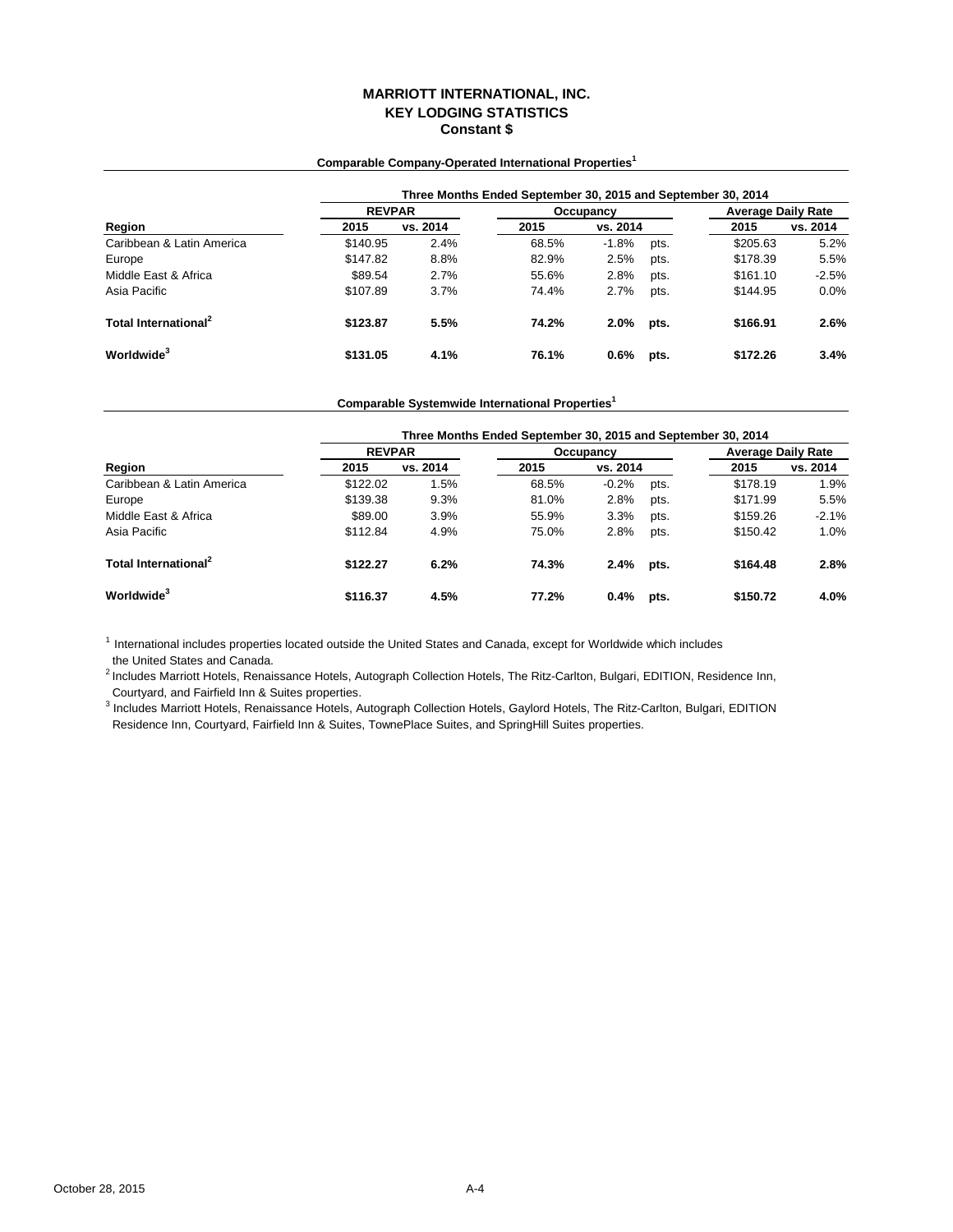# MARRIOTT INTERNATIONAL, INC.
## KEY LODGING STATISTICS
### Constant $

**Comparable Company-Operated International Properties[1]**

| | Three Months Ended September 30, 2015 and September 30, 2014 | | | | | | |
|---|---|---|---|---|---|---|---|
| | REVPAR | | Occupancy | | | Average Daily Rate | |
| Region | 2015 | vs. 2014 | 2015 | vs. 2014 | | 2015 | vs. 2014 |
| Caribbean & Latin America | $140.95 | 2.4% | 68.5% | -1.8% | pts. | $205.63 | 5.2% |
| Europe | $147.82 | 8.8% | 82.9% | 2.5% | pts. | $178.39 | 5.5% |
| Middle East & Africa | $89.54 | 2.7% | 55.6% | 2.8% | pts. | $161.10 | -2.5% |
| Asia Pacific | $107.89 | 3.7% | 74.4% | 2.7% | pts. | $144.95 | 0.0% |
| **Total International[2]** | **$123.87** | **5.5%** | **74.2%** | **2.0%** | **pts.** | **$166.91** | **2.6%** |
| **Worldwide[3]** | **$131.05** | **4.1%** | **76.1%** | **0.6%** | **pts.** | **$172.26** | **3.4%** |

**Comparable Systemwide International Properties[1]**

| | Three Months Ended September 30, 2015 and September 30, 2014 | | | | | | |
|---|---|---|---|---|---|---|---|
| | REVPAR | | Occupancy | | | Average Daily Rate | |
| Region | 2015 | vs. 2014 | 2015 | vs. 2014 | | 2015 | vs. 2014 |
| Caribbean & Latin America | $122.02 | 1.5% | 68.5% | -0.2% | pts. | $178.19 | 1.9% |
| Europe | $139.38 | 9.3% | 81.0% | 2.8% | pts. | $171.99 | 5.5% |
| Middle East & Africa | $89.00 | 3.9% | 55.9% | 3.3% | pts. | $159.26 | -2.1% |
| Asia Pacific | $112.84 | 4.9% | 75.0% | 2.8% | pts. | $150.42 | 1.0% |
| **Total International[2]** | **$122.27** | **6.2%** | **74.3%** | **2.4%** | **pts.** | **$164.48** | **2.8%** |
| **Worldwide[3]** | **$116.37** | **4.5%** | **77.2%** | **0.4%** | **pts.** | **$150.72** | **4.0%** |

[1] International includes properties located outside the United States and Canada, except for Worldwide which includes the United States and Canada.

[2] Includes Marriott Hotels, Renaissance Hotels, Autograph Collection Hotels, The Ritz-Carlton, Bulgari, EDITION, Residence Inn, Courtyard, and Fairfield Inn & Suites properties.

[3] Includes Marriott Hotels, Renaissance Hotels, Autograph Collection Hotels, Gaylord Hotels, The Ritz-Carlton, Bulgari, EDITION Residence Inn, Courtyard, Fairfield Inn & Suites, TownePlace Suites, and SpringHill Suites properties.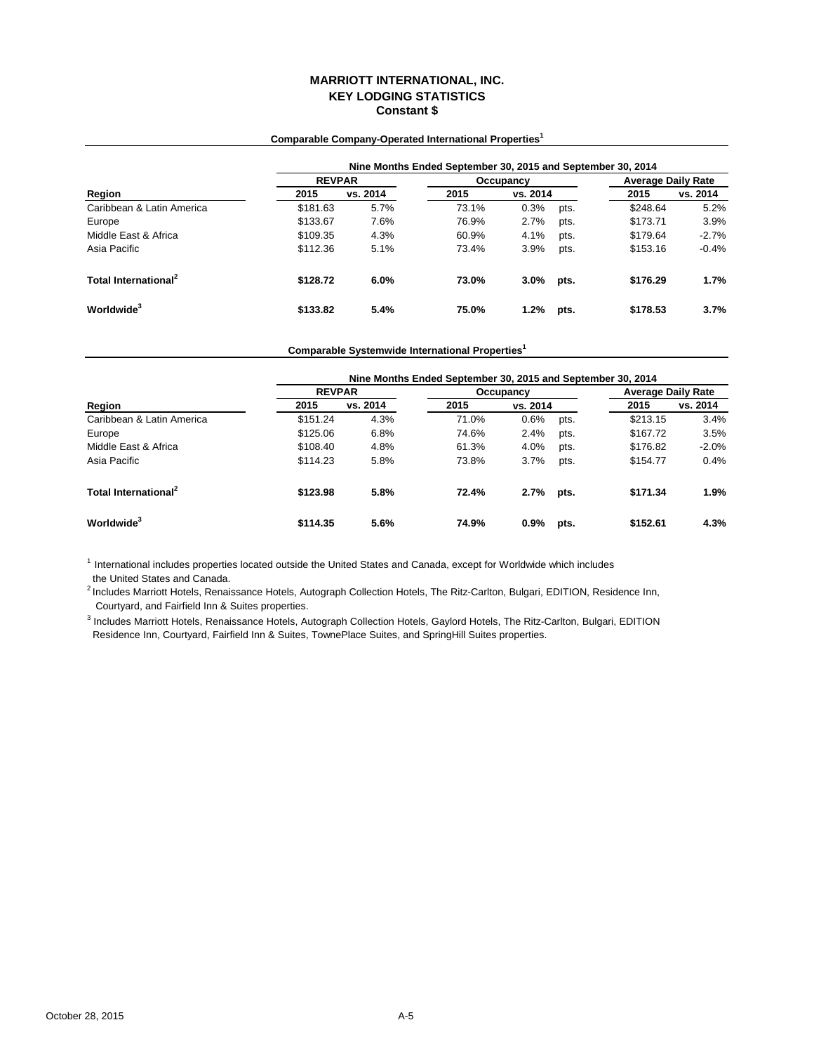# MARRIOTT INTERNATIONAL, INC.
## KEY LODGING STATISTICS
### Constant $

**Comparable Company-Operated International Properties[1]**

| | Nine Months Ended September 30, 2015 and September 30, 2014 | | | | | | |
|---|---|---|---|---|---|---|---|
| | REVPAR | | Occupancy | | | Average Daily Rate | |
| **Region** | **2015** | **vs. 2014** | **2015** | **vs. 2014** | | **2015** | **vs. 2014** |
| Caribbean & Latin America | $181.63 | 5.7% | 73.1% | 0.3% | pts. | $248.64 | 5.2% |
| Europe | $133.67 | 7.6% | 76.9% | 2.7% | pts. | $173.71 | 3.9% |
| Middle East & Africa | $109.35 | 4.3% | 60.9% | 4.1% | pts. | $179.64 | -2.7% |
| Asia Pacific | $112.36 | 5.1% | 73.4% | 3.9% | pts. | $153.16 | -0.4% |
| **Total International[2]** | **$128.72** | **6.0%** | **73.0%** | **3.0%** | **pts.** | **$176.29** | **1.7%** |
| **Worldwide[3]** | **$133.82** | **5.4%** | **75.0%** | **1.2%** | **pts.** | **$178.53** | **3.7%** |

**Comparable Systemwide International Properties[1]**

| | Nine Months Ended September 30, 2015 and September 30, 2014 | | | | | | |
|---|---|---|---|---|---|---|---|
| | REVPAR | | Occupancy | | | Average Daily Rate | |
| **Region** | **2015** | **vs. 2014** | **2015** | **vs. 2014** | | **2015** | **vs. 2014** |
| Caribbean & Latin America | $151.24 | 4.3% | 71.0% | 0.6% | pts. | $213.15 | 3.4% |
| Europe | $125.06 | 6.8% | 74.6% | 2.4% | pts. | $167.72 | 3.5% |
| Middle East & Africa | $108.40 | 4.8% | 61.3% | 4.0% | pts. | $176.82 | -2.0% |
| Asia Pacific | $114.23 | 5.8% | 73.8% | 3.7% | pts. | $154.77 | 0.4% |
| **Total International[2]** | **$123.98** | **5.8%** | **72.4%** | **2.7%** | **pts.** | **$171.34** | **1.9%** |
| **Worldwide[3]** | **$114.35** | **5.6%** | **74.9%** | **0.9%** | **pts.** | **$152.61** | **4.3%** |

[1] International includes properties located outside the United States and Canada, except for Worldwide which includes the United States and Canada.

[2] Includes Marriott Hotels, Renaissance Hotels, Autograph Collection Hotels, The Ritz-Carlton, Bulgari, EDITION, Residence Inn, Courtyard, and Fairfield Inn & Suites properties.

[3] Includes Marriott Hotels, Renaissance Hotels, Autograph Collection Hotels, Gaylord Hotels, The Ritz-Carlton, Bulgari, EDITION Residence Inn, Courtyard, Fairfield Inn & Suites, TownePlace Suites, and SpringHill Suites properties.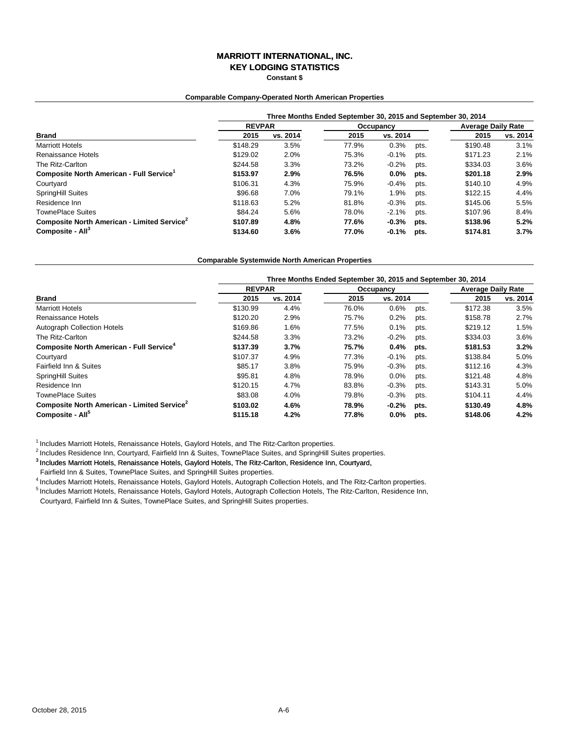# MARRIOTT INTERNATIONAL, INC.
## KEY LODGING STATISTICS
**Constant $**

### Comparable Company-Operated North American Properties

| | Three Months Ended September 30, 2015 and September 30, 2014 | | | | | | |
|---|---|---|---|---|---|---|---|
| | REVPAR | | Occupancy | | | Average Daily Rate | |
| **Brand** | **2015** | **vs. 2014** | **2015** | **vs. 2014** | | **2015** | **vs. 2014** |
| Marriott Hotels | $148.29 | 3.5% | 77.9% | 0.3% | pts. | $190.48 | 3.1% |
| Renaissance Hotels | $129.02 | 2.0% | 75.3% | -0.1% | pts. | $171.23 | 2.1% |
| The Ritz-Carlton | $244.58 | 3.3% | 73.2% | -0.2% | pts. | $334.03 | 3.6% |
| **Composite North American - Full Service[1]** | **$153.97** | **2.9%** | **76.5%** | **0.0%** | **pts.** | **$201.18** | **2.9%** |
| Courtyard | $106.31 | 4.3% | 75.9% | -0.4% | pts. | $140.10 | 4.9% |
| SpringHill Suites | $96.68 | 7.0% | 79.1% | 1.9% | pts. | $122.15 | 4.4% |
| Residence Inn | $118.63 | 5.2% | 81.8% | -0.3% | pts. | $145.06 | 5.5% |
| TownePlace Suites | $84.24 | 5.6% | 78.0% | -2.1% | pts. | $107.96 | 8.4% |
| **Composite North American - Limited Service[2]** | **$107.89** | **4.8%** | **77.6%** | **-0.3%** | **pts.** | **$138.96** | **5.2%** |
| **Composite - All[3]** | **$134.60** | **3.6%** | **77.0%** | **-0.1%** | **pts.** | **$174.81** | **3.7%** |

### Comparable Systemwide North American Properties

| | Three Months Ended September 30, 2015 and September 30, 2014 | | | | | | |
|---|---|---|---|---|---|---|---|
| | REVPAR | | Occupancy | | | Average Daily Rate | |
| **Brand** | **2015** | **vs. 2014** | **2015** | **vs. 2014** | | **2015** | **vs. 2014** |
| Marriott Hotels | $130.99 | 4.4% | 76.0% | 0.6% | pts. | $172.38 | 3.5% |
| Renaissance Hotels | $120.20 | 2.9% | 75.7% | 0.2% | pts. | $158.78 | 2.7% |
| Autograph Collection Hotels | $169.86 | 1.6% | 77.5% | 0.1% | pts. | $219.12 | 1.5% |
| The Ritz-Carlton | $244.58 | 3.3% | 73.2% | -0.2% | pts. | $334.03 | 3.6% |
| **Composite North American - Full Service[4]** | **$137.39** | **3.7%** | **75.7%** | **0.4%** | **pts.** | **$181.53** | **3.2%** |
| Courtyard | $107.37 | 4.9% | 77.3% | -0.1% | pts. | $138.84 | 5.0% |
| Fairfield Inn & Suites | $85.17 | 3.8% | 75.9% | -0.3% | pts. | $112.16 | 4.3% |
| SpringHill Suites | $95.81 | 4.8% | 78.9% | 0.0% | pts. | $121.48 | 4.8% |
| Residence Inn | $120.15 | 4.7% | 83.8% | -0.3% | pts. | $143.31 | 5.0% |
| TownePlace Suites | $83.08 | 4.0% | 79.8% | -0.3% | pts. | $104.11 | 4.4% |
| **Composite North American - Limited Service[2]** | **$103.02** | **4.6%** | **78.9%** | **-0.2%** | **pts.** | **$130.49** | **4.8%** |
| **Composite - All[5]** | **$115.18** | **4.2%** | **77.8%** | **0.0%** | **pts.** | **$148.06** | **4.2%** |

[1] Includes Marriott Hotels, Renaissance Hotels, Gaylord Hotels, and The Ritz-Carlton properties.

[2] Includes Residence Inn, Courtyard, Fairfield Inn & Suites, TownePlace Suites, and SpringHill Suites properties.

[3] Includes Marriott Hotels, Renaissance Hotels, Gaylord Hotels, The Ritz-Carlton, Residence Inn, Courtyard, Fairfield Inn & Suites, TownePlace Suites, and SpringHill Suites properties.

[4] Includes Marriott Hotels, Renaissance Hotels, Gaylord Hotels, Autograph Collection Hotels, and The Ritz-Carlton properties.

[5] Includes Marriott Hotels, Renaissance Hotels, Gaylord Hotels, Autograph Collection Hotels, The Ritz-Carlton, Residence Inn, Courtyard, Fairfield Inn & Suites, TownePlace Suites, and SpringHill Suites properties.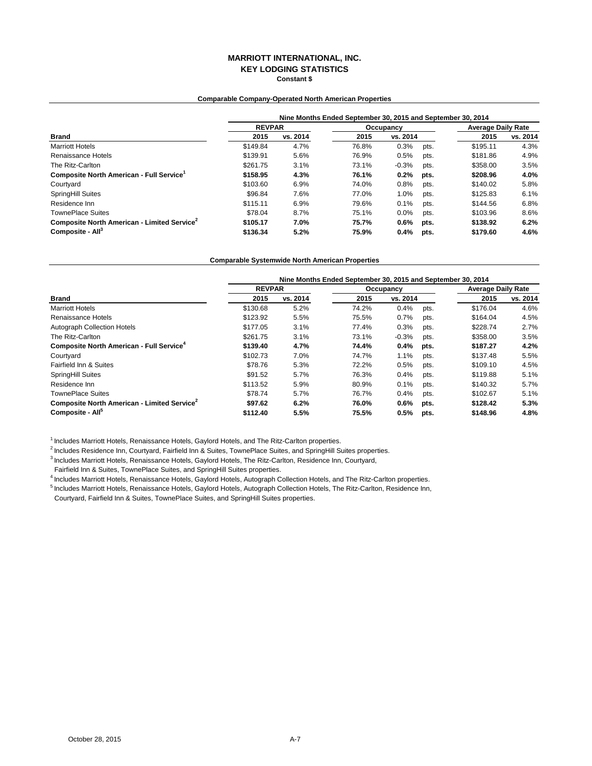# MARRIOTT INTERNATIONAL, INC.
## KEY LODGING STATISTICS
**Constant $**

### Comparable Company-Operated North American Properties

| | Nine Months Ended September 30, 2015 and September 30, 2014 | | | | | | |
|---|---|---|---|---|---|---|---|
| | REVPAR | | Occupancy | | | Average Daily Rate | |
| **Brand** | **2015** | **vs. 2014** | **2015** | **vs. 2014** | | **2015** | **vs. 2014** |
| Marriott Hotels | $149.84 | 4.7% | 76.8% | 0.3% | pts. | $195.11 | 4.3% |
| Renaissance Hotels | $139.91 | 5.6% | 76.9% | 0.5% | pts. | $181.86 | 4.9% |
| The Ritz-Carlton | $261.75 | 3.1% | 73.1% | -0.3% | pts. | $358.00 | 3.5% |
| **Composite North American - Full Service[1]** | **$158.95** | **4.3%** | **76.1%** | **0.2%** | **pts.** | **$208.96** | **4.0%** |
| Courtyard | $103.60 | 6.9% | 74.0% | 0.8% | pts. | $140.02 | 5.8% |
| SpringHill Suites | $96.84 | 7.6% | 77.0% | 1.0% | pts. | $125.83 | 6.1% |
| Residence Inn | $115.11 | 6.9% | 79.6% | 0.1% | pts. | $144.56 | 6.8% |
| TownePlace Suites | $78.04 | 8.7% | 75.1% | 0.0% | pts. | $103.96 | 8.6% |
| **Composite North American - Limited Service[2]** | **$105.17** | **7.0%** | **75.7%** | **0.6%** | **pts.** | **$138.92** | **6.2%** |
| **Composite - All[3]** | **$136.34** | **5.2%** | **75.9%** | **0.4%** | **pts.** | **$179.60** | **4.6%** |

### Comparable Systemwide North American Properties

| | Nine Months Ended September 30, 2015 and September 30, 2014 | | | | | | |
|---|---|---|---|---|---|---|---|
| | REVPAR | | Occupancy | | | Average Daily Rate | |
| **Brand** | **2015** | **vs. 2014** | **2015** | **vs. 2014** | | **2015** | **vs. 2014** |
| Marriott Hotels | $130.68 | 5.2% | 74.2% | 0.4% | pts. | $176.04 | 4.6% |
| Renaissance Hotels | $123.92 | 5.5% | 75.5% | 0.7% | pts. | $164.04 | 4.5% |
| Autograph Collection Hotels | $177.05 | 3.1% | 77.4% | 0.3% | pts. | $228.74 | 2.7% |
| The Ritz-Carlton | $261.75 | 3.1% | 73.1% | -0.3% | pts. | $358.00 | 3.5% |
| **Composite North American - Full Service[4]** | **$139.40** | **4.7%** | **74.4%** | **0.4%** | **pts.** | **$187.27** | **4.2%** |
| Courtyard | $102.73 | 7.0% | 74.7% | 1.1% | pts. | $137.48 | 5.5% |
| Fairfield Inn & Suites | $78.76 | 5.3% | 72.2% | 0.5% | pts. | $109.10 | 4.5% |
| SpringHill Suites | $91.52 | 5.7% | 76.3% | 0.4% | pts. | $119.88 | 5.1% |
| Residence Inn | $113.52 | 5.9% | 80.9% | 0.1% | pts. | $140.32 | 5.7% |
| TownePlace Suites | $78.74 | 5.7% | 76.7% | 0.4% | pts. | $102.67 | 5.1% |
| **Composite North American - Limited Service[2]** | **$97.62** | **6.2%** | **76.0%** | **0.6%** | **pts.** | **$128.42** | **5.3%** |
| **Composite - All[5]** | **$112.40** | **5.5%** | **75.5%** | **0.5%** | **pts.** | **$148.96** | **4.8%** |

[1] Includes Marriott Hotels, Renaissance Hotels, Gaylord Hotels, and The Ritz-Carlton properties.

[2] Includes Residence Inn, Courtyard, Fairfield Inn & Suites, TownePlace Suites, and SpringHill Suites properties.

[3] Includes Marriott Hotels, Renaissance Hotels, Gaylord Hotels, The Ritz-Carlton, Residence Inn, Courtyard, Fairfield Inn & Suites, TownePlace Suites, and SpringHill Suites properties.

[4] Includes Marriott Hotels, Renaissance Hotels, Gaylord Hotels, Autograph Collection Hotels, and The Ritz-Carlton properties.

[5] Includes Marriott Hotels, Renaissance Hotels, Gaylord Hotels, Autograph Collection Hotels, The Ritz-Carlton, Residence Inn, Courtyard, Fairfield Inn & Suites, TownePlace Suites, and SpringHill Suites properties.

October 28, 2015 A-7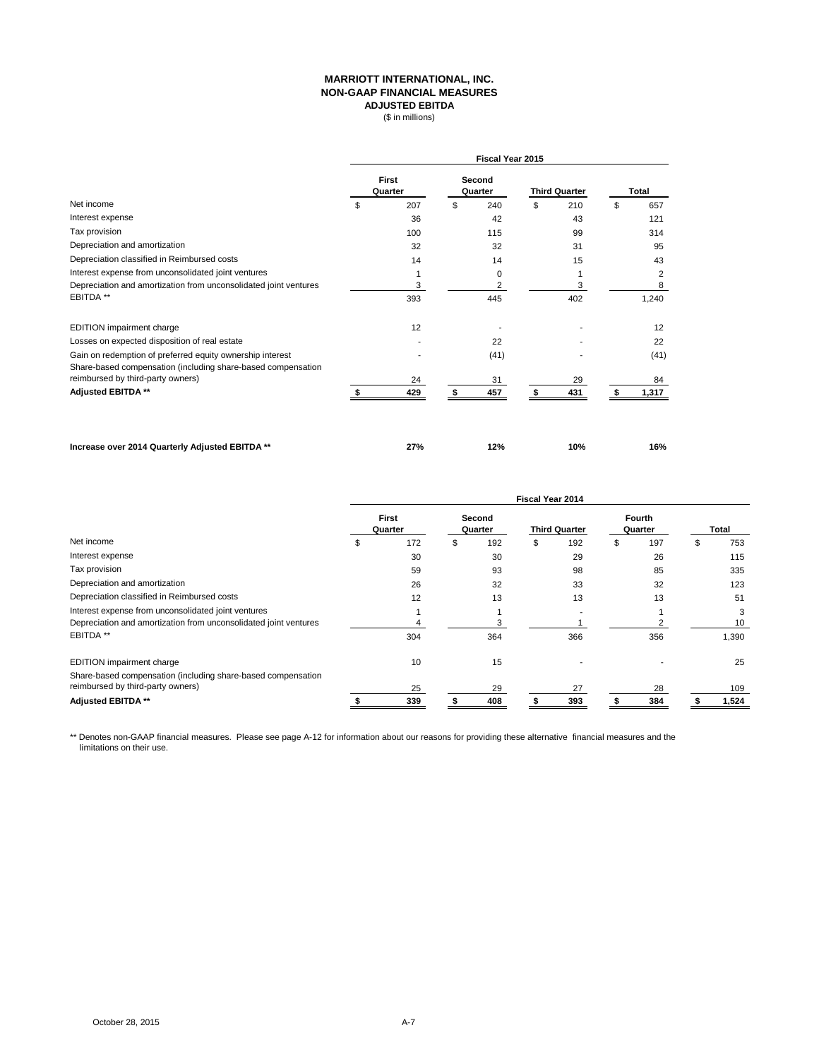# MARRIOTT INTERNATIONAL, INC.
## NON-GAAP FINANCIAL MEASURES
### ADJUSTED EBITDA
($ in millions)

| | Fiscal Year 2015 | | | |
|---|---|---|---|---|
| | First Quarter | Second Quarter | Third Quarter | Total |
| Net income | $ 207 | $ 240 | $ 210 | $ 657 |
| Interest expense | 36 | 42 | 43 | 121 |
| Tax provision | 100 | 115 | 99 | 314 |
| Depreciation and amortization | 32 | 32 | 31 | 95 |
| Depreciation classified in Reimbursed costs | 14 | 14 | 15 | 43 |
| Interest expense from unconsolidated joint ventures | 1 | 0 | 1 | 2 |
| Depreciation and amortization from unconsolidated joint ventures | 3 | 2 | 3 | 8 |
| EBITDA ** | 393 | 445 | 402 | 1,240 |
| EDITION impairment charge | 12 | - | - | 12 |
| Losses on expected disposition of real estate | - | 22 | - | 22 |
| Gain on redemption of preferred equity ownership interest | - | (41) | - | (41) |
| Share-based compensation (including share-based compensation reimbursed by third-party owners) | 24 | 31 | 29 | 84 |
| **Adjusted EBITDA **** | **$ 429** | **$ 457** | **$ 431** | **$ 1,317** |
| **Increase over 2014 Quarterly Adjusted EBITDA **** | **27%** | **12%** | **10%** | **16%** |

| | Fiscal Year 2014 | | | | |
|---|---|---|---|---|---|
| | First Quarter | Second Quarter | Third Quarter | Fourth Quarter | Total |
| Net income | $ 172 | $ 192 | $ 192 | $ 197 | $ 753 |
| Interest expense | 30 | 30 | 29 | 26 | 115 |
| Tax provision | 59 | 93 | 98 | 85 | 335 |
| Depreciation and amortization | 26 | 32 | 33 | 32 | 123 |
| Depreciation classified in Reimbursed costs | 12 | 13 | 13 | 13 | 51 |
| Interest expense from unconsolidated joint ventures | 1 | 1 | - | 1 | 3 |
| Depreciation and amortization from unconsolidated joint ventures | 4 | 3 | 1 | 2 | 10 |
| EBITDA ** | 304 | 364 | 366 | 356 | 1,390 |
| EDITION impairment charge | 10 | 15 | - | - | 25 |
| Share-based compensation (including share-based compensation reimbursed by third-party owners) | 25 | 29 | 27 | 28 | 109 |
| **Adjusted EBITDA **** | **$ 339** | **$ 408** | **$ 393** | **$ 384** | **$ 1,524** |

** Denotes non-GAAP financial measures. Please see page A-12 for information about our reasons for providing these alternative financial measures and the limitations on their use.

October 28, 2015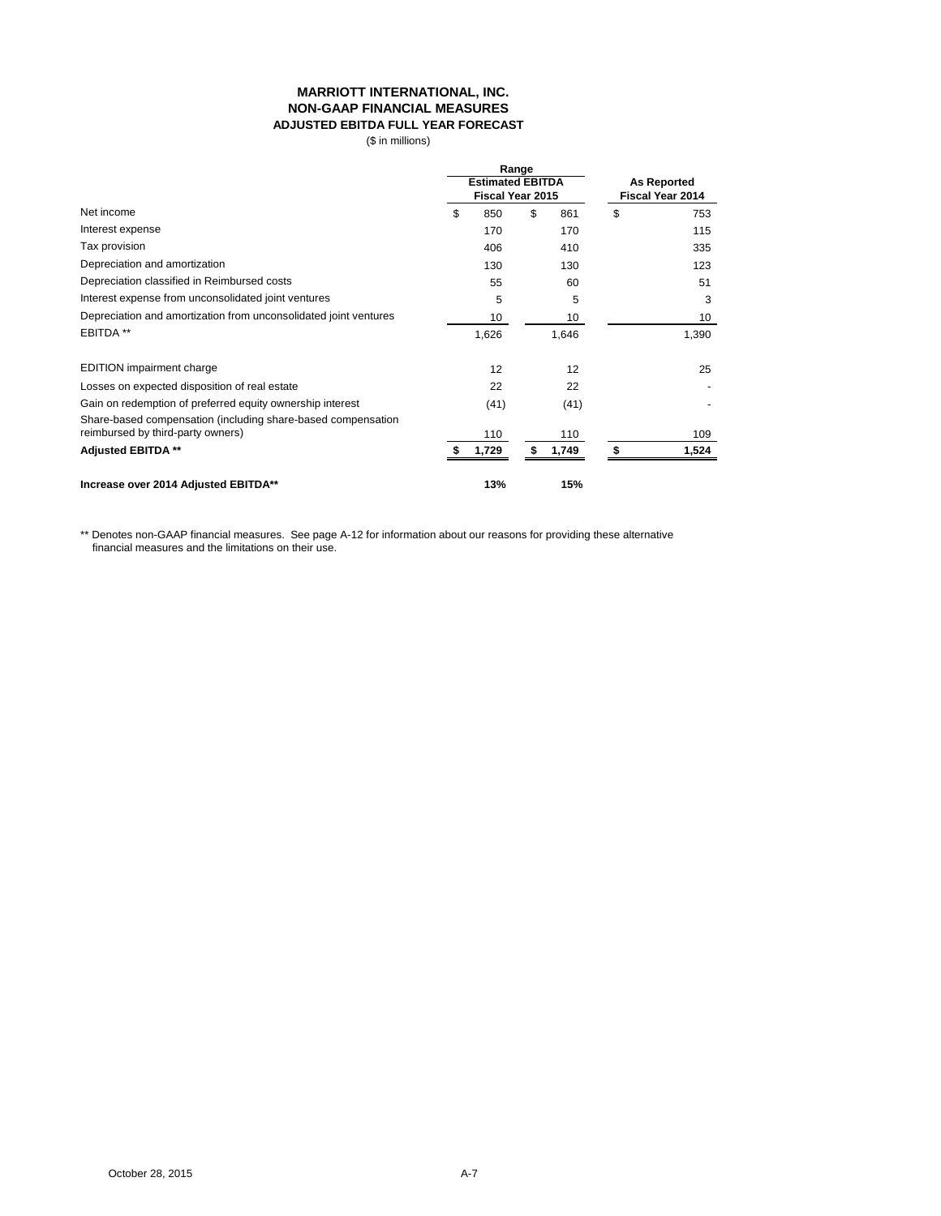# MARRIOTT INTERNATIONAL, INC.
## NON-GAAP FINANCIAL MEASURES
### ADJUSTED EBITDA FULL YEAR FORECAST

($ in millions)

| | Range | | |
|---|---|---|---|
| | Estimated EBITDA Fiscal Year 2015 | | As Reported Fiscal Year 2014 |
| Net income | $ 850 | $ 861 | $ 753 |
| Interest expense | 170 | 170 | 115 |
| Tax provision | 406 | 410 | 335 |
| Depreciation and amortization | 130 | 130 | 123 |
| Depreciation classified in Reimbursed costs | 55 | 60 | 51 |
| Interest expense from unconsolidated joint ventures | 5 | 5 | 3 |
| Depreciation and amortization from unconsolidated joint ventures | 10 | 10 | 10 |
| EBITDA ** | 1,626 | 1,646 | 1,390 |
| EDITION impairment charge | 12 | 12 | 25 |
| Losses on expected disposition of real estate | 22 | 22 | - |
| Gain on redemption of preferred equity ownership interest | (41) | (41) | - |
| Share-based compensation (including share-based compensation reimbursed by third-party owners) | 110 | 110 | 109 |
| **Adjusted EBITDA \*\*** | **$ 1,729** | **$ 1,749** | **$ 1,524** |
| **Increase over 2014 Adjusted EBITDA\*\*** | **13%** | **15%** | |

** Denotes non-GAAP financial measures. See page A-12 for information about our reasons for providing these alternative financial measures and the limitations on their use.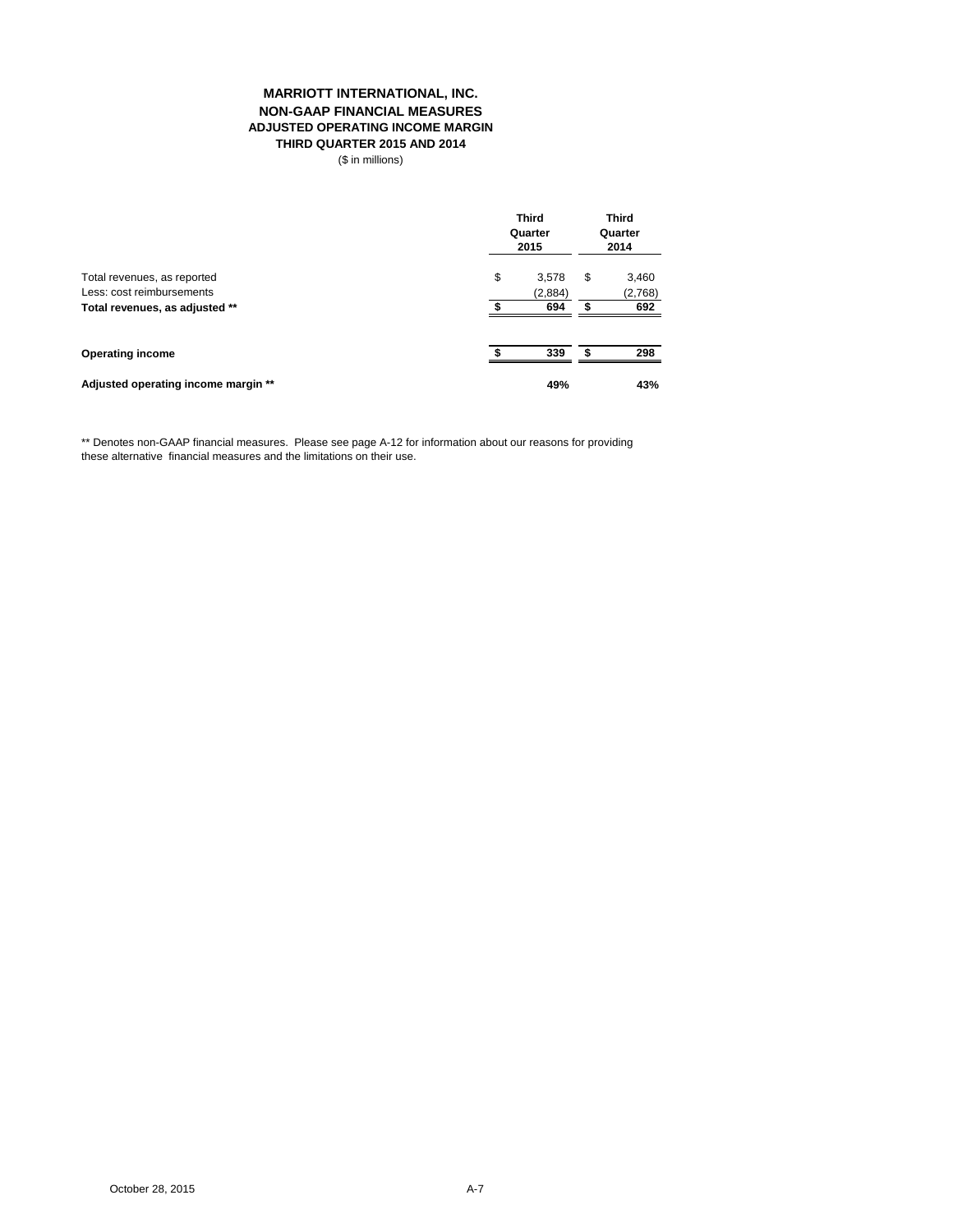# MARRIOTT INTERNATIONAL, INC.
## NON-GAAP FINANCIAL MEASURES
### ADJUSTED OPERATING INCOME MARGIN
### THIRD QUARTER 2015 AND 2014

($ in millions)

| | Third Quarter 2015 | Third Quarter 2014 |
|---|---|---|
| Total revenues, as reported | $ 3,578 | $ 3,460 |
| Less: cost reimbursements | (2,884) | (2,768) |
| **Total revenues, as adjusted ** ** | **$ 694** | **$ 692** |
| | | |
| **Operating income** | **$ 339** | **$ 298** |
| | | |
| **Adjusted operating income margin ** ** | **49%** | **43%** |

** Denotes non-GAAP financial measures. Please see page A-12 for information about our reasons for providing these alternative financial measures and the limitations on their use.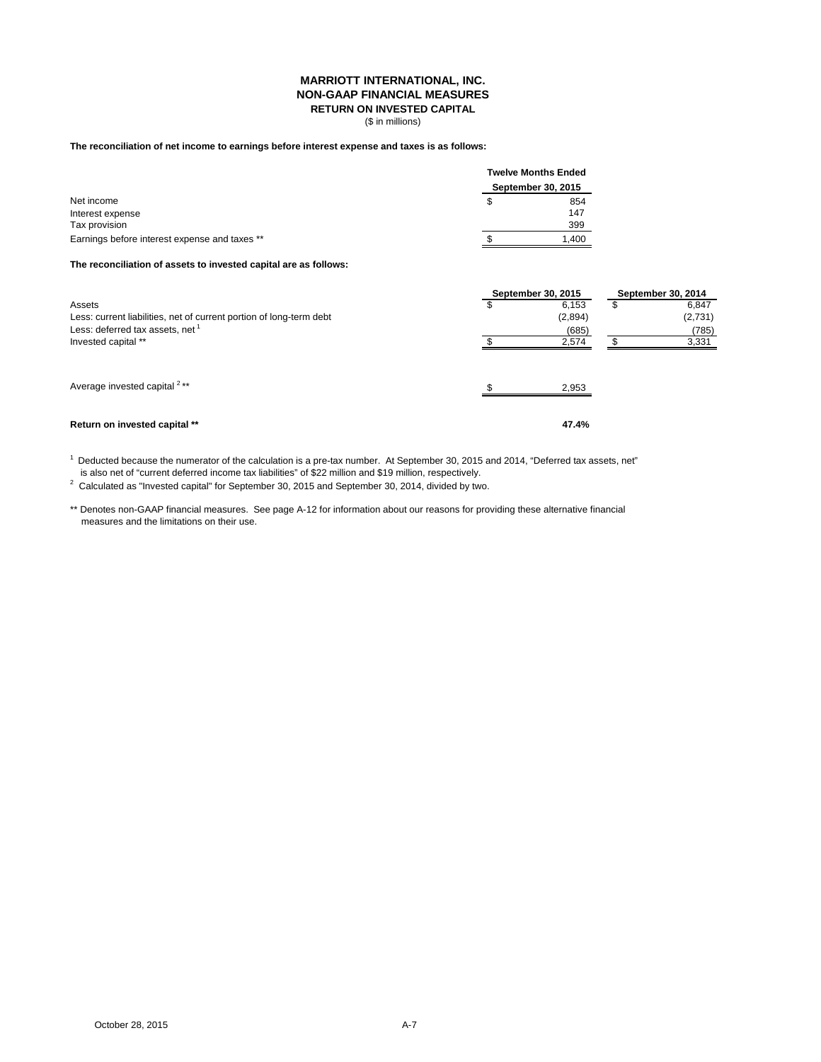**MARRIOTT INTERNATIONAL, INC.**
**NON-GAAP FINANCIAL MEASURES**
**RETURN ON INVESTED CAPITAL**
($ in millions)

**The reconciliation of net income to earnings before interest expense and taxes is as follows:**

| | Twelve Months Ended September 30, 2015 |
|---|---|
| Net income | $ 854 |
| Interest expense | 147 |
| Tax provision | 399 |
| Earnings before interest expense and taxes ** | $ 1,400 |

**The reconciliation of assets to invested capital are as follows:**

| | September 30, 2015 | September 30, 2014 |
|---|---|---|
| Assets | $ 6,153 | $ 6,847 |
| Less: current liabilities, net of current portion of long-term debt | (2,894) | (2,731) |
| Less: deferred tax assets, net [1] | (685) | (785) |
| Invested capital ** | $ 2,574 | $ 3,331 |
| | | |
| Average invested capital [2] ** | $ 2,953 | |
| | | |
| **Return on invested capital** ** | **47.4%** | |

[1] Deducted because the numerator of the calculation is a pre-tax number. At September 30, 2015 and 2014, "Deferred tax assets, net" is also net of "current deferred income tax liabilities" of $22 million and $19 million, respectively.

[2] Calculated as "Invested capital" for September 30, 2015 and September 30, 2014, divided by two.

** Denotes non-GAAP financial measures. See page A-12 for information about our reasons for providing these alternative financial measures and the limitations on their use.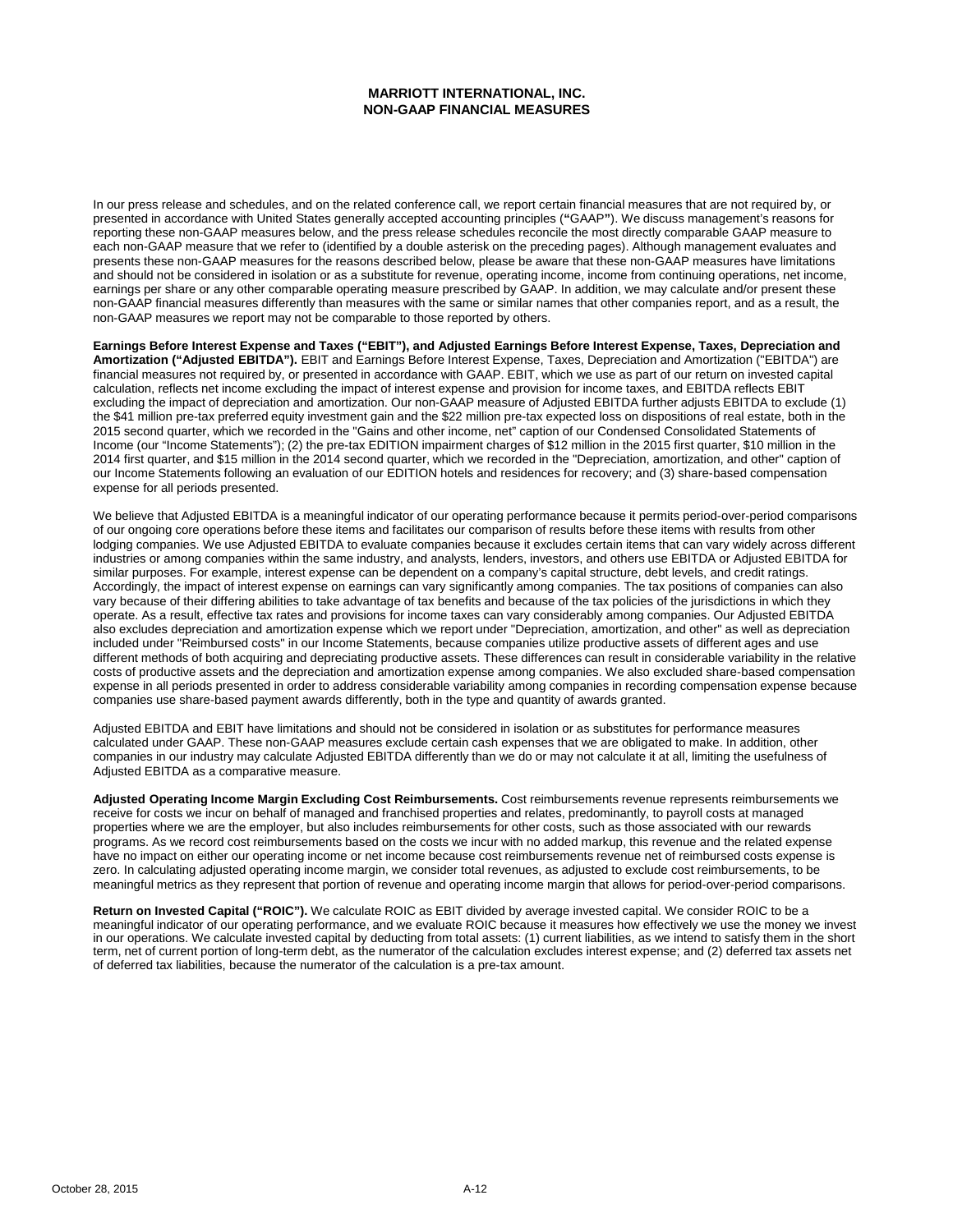# MARRIOTT INTERNATIONAL, INC.
# NON-GAAP FINANCIAL MEASURES

In our press release and schedules, and on the related conference call, we report certain financial measures that are not required by, or presented in accordance with United States generally accepted accounting principles (**"**GAAP**"**). We discuss management's reasons for reporting these non-GAAP measures below, and the press release schedules reconcile the most directly comparable GAAP measure to each non-GAAP measure that we refer to (identified by a double asterisk on the preceding pages). Although management evaluates and presents these non-GAAP measures for the reasons described below, please be aware that these non-GAAP measures have limitations and should not be considered in isolation or as a substitute for revenue, operating income, income from continuing operations, net income, earnings per share or any other comparable operating measure prescribed by GAAP. In addition, we may calculate and/or present these non-GAAP financial measures differently than measures with the same or similar names that other companies report, and as a result, the non-GAAP measures we report may not be comparable to those reported by others.

**Earnings Before Interest Expense and Taxes ("EBIT"), and Adjusted Earnings Before Interest Expense, Taxes, Depreciation and Amortization ("Adjusted EBITDA").** EBIT and Earnings Before Interest Expense, Taxes, Depreciation and Amortization ("EBITDA") are financial measures not required by, or presented in accordance with GAAP. EBIT, which we use as part of our return on invested capital calculation, reflects net income excluding the impact of interest expense and provision for income taxes, and EBITDA reflects EBIT excluding the impact of depreciation and amortization. Our non-GAAP measure of Adjusted EBITDA further adjusts EBITDA to exclude (1) the $41 million pre-tax preferred equity investment gain and the $22 million pre-tax expected loss on dispositions of real estate, both in the 2015 second quarter, which we recorded in the "Gains and other income, net" caption of our Condensed Consolidated Statements of Income (our "Income Statements"); (2) the pre-tax EDITION impairment charges of $12 million in the 2015 first quarter, $10 million in the 2014 first quarter, and $15 million in the 2014 second quarter, which we recorded in the "Depreciation, amortization, and other" caption of our Income Statements following an evaluation of our EDITION hotels and residences for recovery; and (3) share-based compensation expense for all periods presented.

We believe that Adjusted EBITDA is a meaningful indicator of our operating performance because it permits period-over-period comparisons of our ongoing core operations before these items and facilitates our comparison of results before these items with results from other lodging companies. We use Adjusted EBITDA to evaluate companies because it excludes certain items that can vary widely across different industries or among companies within the same industry, and analysts, lenders, investors, and others use EBITDA or Adjusted EBITDA for similar purposes. For example, interest expense can be dependent on a company's capital structure, debt levels, and credit ratings. Accordingly, the impact of interest expense on earnings can vary significantly among companies. The tax positions of companies can also vary because of their differing abilities to take advantage of tax benefits and because of the tax policies of the jurisdictions in which they operate. As a result, effective tax rates and provisions for income taxes can vary considerably among companies. Our Adjusted EBITDA also excludes depreciation and amortization expense which we report under "Depreciation, amortization, and other" as well as depreciation included under "Reimbursed costs" in our Income Statements, because companies utilize productive assets of different ages and use different methods of both acquiring and depreciating productive assets. These differences can result in considerable variability in the relative costs of productive assets and the depreciation and amortization expense among companies. We also excluded share-based compensation expense in all periods presented in order to address considerable variability among companies in recording compensation expense because companies use share-based payment awards differently, both in the type and quantity of awards granted.

Adjusted EBITDA and EBIT have limitations and should not be considered in isolation or as substitutes for performance measures calculated under GAAP. These non-GAAP measures exclude certain cash expenses that we are obligated to make. In addition, other companies in our industry may calculate Adjusted EBITDA differently than we do or may not calculate it at all, limiting the usefulness of Adjusted EBITDA as a comparative measure.

**Adjusted Operating Income Margin Excluding Cost Reimbursements.** Cost reimbursements revenue represents reimbursements we receive for costs we incur on behalf of managed and franchised properties and relates, predominantly, to payroll costs at managed properties where we are the employer, but also includes reimbursements for other costs, such as those associated with our rewards programs. As we record cost reimbursements based on the costs we incur with no added markup, this revenue and the related expense have no impact on either our operating income or net income because cost reimbursements revenue net of reimbursed costs expense is zero. In calculating adjusted operating income margin, we consider total revenues, as adjusted to exclude cost reimbursements, to be meaningful metrics as they represent that portion of revenue and operating income margin that allows for period-over-period comparisons.

**Return on Invested Capital ("ROIC").** We calculate ROIC as EBIT divided by average invested capital. We consider ROIC to be a meaningful indicator of our operating performance, and we evaluate ROIC because it measures how effectively we use the money we invest in our operations. We calculate invested capital by deducting from total assets: (1) current liabilities, as we intend to satisfy them in the short term, net of current portion of long-term debt, as the numerator of the calculation excludes interest expense; and (2) deferred tax assets net of deferred tax liabilities, because the numerator of the calculation is a pre-tax amount.